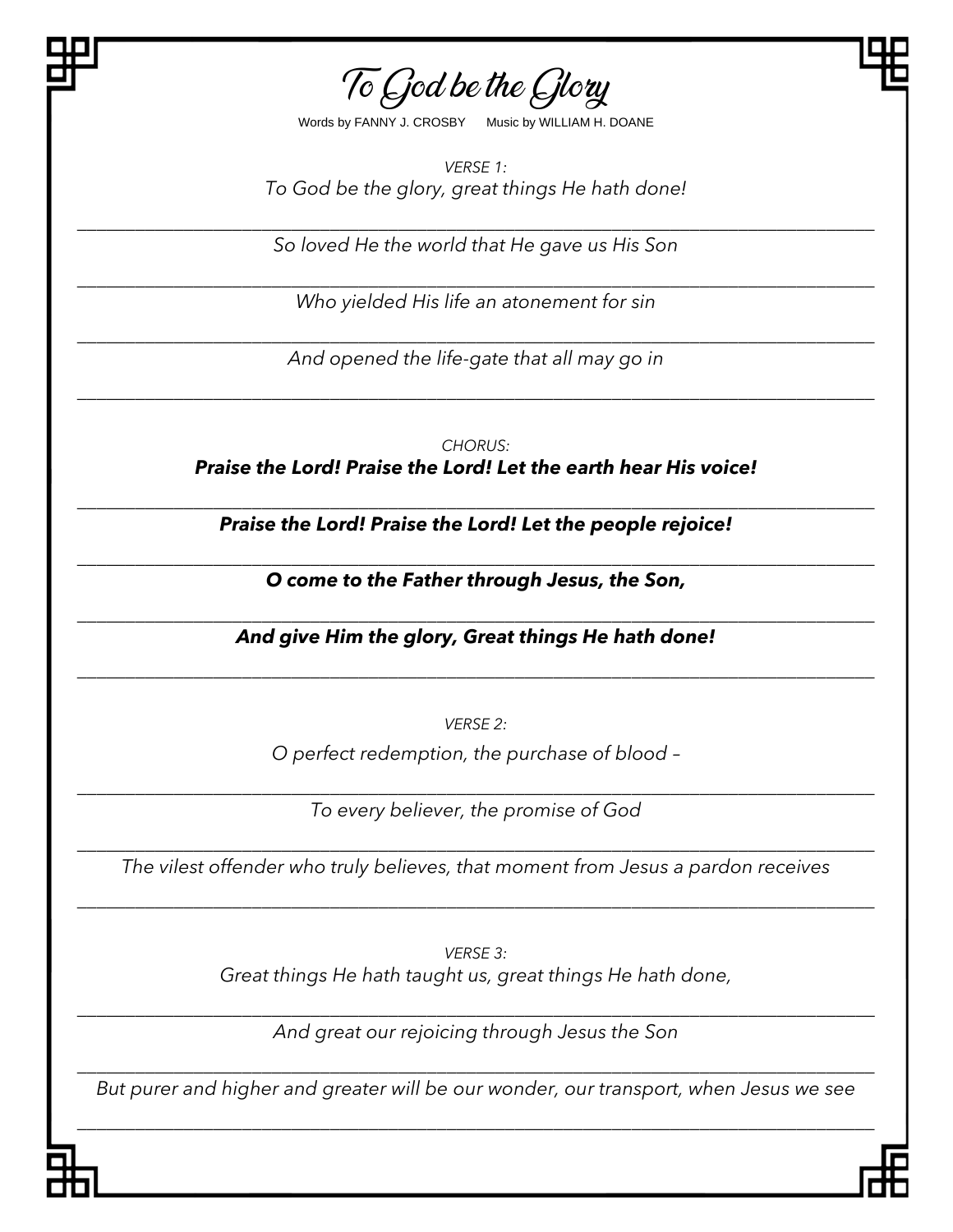# To God be the Glory

Words by FANNY J. CROSBY      Music by WILLIAM H. DOANE

*VERSE 1:*

*To God be the glory, great things He hath done!*

*So loved He the world that He gave us His Son*

*Who yielded His life an atonement for sin*

*And opened the life-gate that all may go in*

*CHORUS:*

***Praise the Lord! Praise the Lord! Let the earth hear His voice!***

***Praise the Lord! Praise the Lord! Let the people rejoice!***

***O come to the Father through Jesus, the Son,***

***And give Him the glory, Great things He hath done!***

*VERSE 2:*

*O perfect redemption, the purchase of blood –*

*To every believer, the promise of God*

*The vilest offender who truly believes, that moment from Jesus a pardon receives*

*VERSE 3:*

*Great things He hath taught us, great things He hath done,*

*And great our rejoicing through Jesus the Son*

*But purer and higher and greater will be our wonder, our transport, when Jesus we see*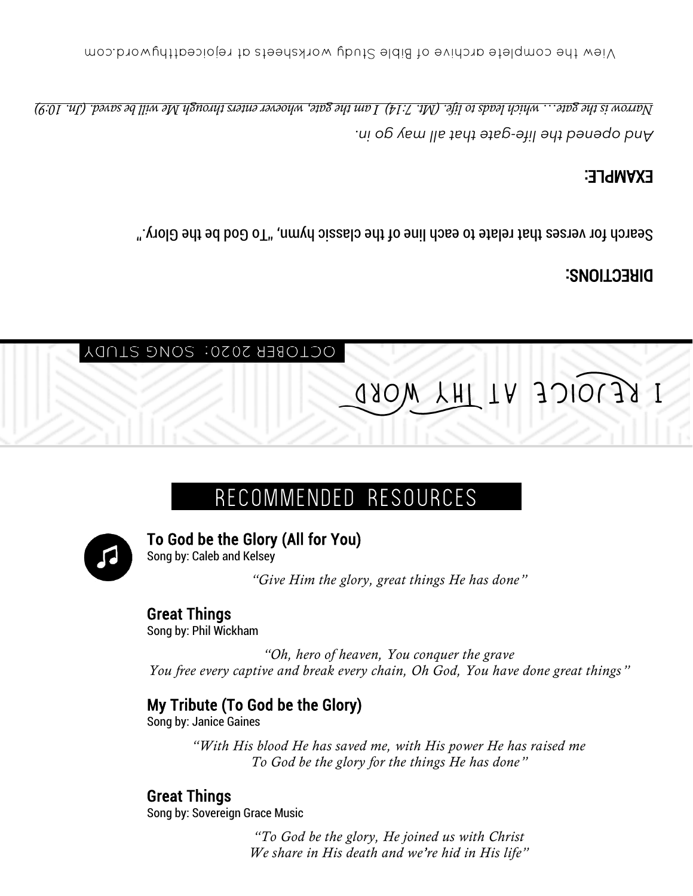View the complete archive of Bible Study worksheets at rejoiceatthyword.com

*Narrow is the gate… which leads to life. (Mt. 7:14) I am the gate, whoever enters through Me will be saved. (Jn. 10:9)*

*And opened the life-gate that all may go in.*

**EXAMPLE:**

Search for verses that relate to each line of the classic hymn, "To God be the Glory."

**DIRECTIONS:**

I REJOICE AT THY WORD

OCTOBER 2020: SONG STUDY

# RECOMMENDED RESOURCES

### To God be the Glory (All for You)
Song by: Caleb and Kelsey

*"Give Him the glory, great things He has done"*

### Great Things
Song by: Phil Wickham

*"Oh, hero of heaven, You conquer the grave*
*You free every captive and break every chain, Oh God, You have done great things"*

### My Tribute (To God be the Glory)
Song by: Janice Gaines

*"With His blood He has saved me, with His power He has raised me*
*To God be the glory for the things He has done"*

### Great Things
Song by: Sovereign Grace Music

*"To God be the glory, He joined us with Christ*
*We share in His death and we're hid in His life"*